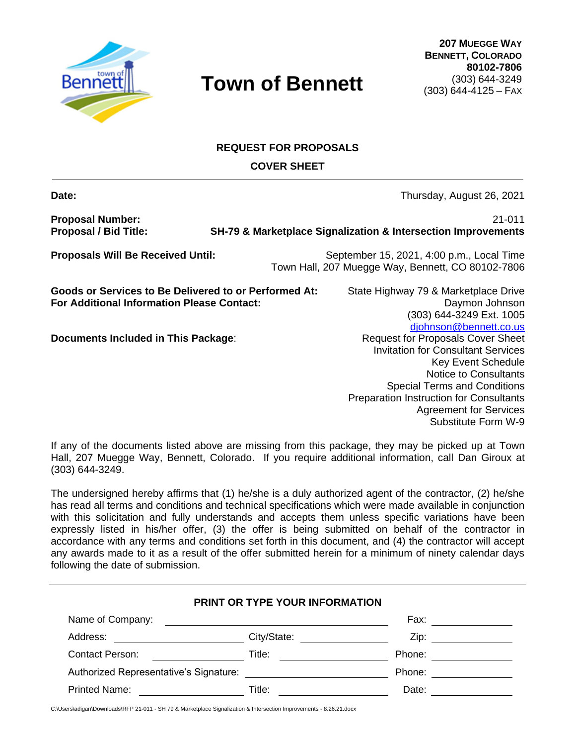# Town of Bennett

**207 MUEGGE WAY**
**BENNETT, COLORADO**
**80102-7806**
(303) 644-3249
(303) 644-4125 – FAX

## REQUEST FOR PROPOSALS

## COVER SHEET

| | |
|---|---|
| **Date:** | Thursday, August 26, 2021 |
| **Proposal Number:** | 21-011 |
| **Proposal / Bid Title:** | **SH-79 & Marketplace Signalization & Intersection Improvements** |
| **Proposals Will Be Received Until:** | September 15, 2021, 4:00 p.m., Local Time<br>Town Hall, 207 Muegge Way, Bennett, CO 80102-7806 |
| **Goods or Services to Be Delivered to or Performed At:** | State Highway 79 & Marketplace Drive |
| **For Additional Information Please Contact:** | Daymon Johnson<br>(303) 644-3249 Ext. 1005<br>djohnson@bennett.co.us |
| **Documents Included in This Package:** | Request for Proposals Cover Sheet<br>Invitation for Consultant Services<br>Key Event Schedule<br>Notice to Consultants<br>Special Terms and Conditions<br>Preparation Instruction for Consultants<br>Agreement for Services<br>Substitute Form W-9 |

If any of the documents listed above are missing from this package, they may be picked up at Town Hall, 207 Muegge Way, Bennett, Colorado. If you require additional information, call Dan Giroux at (303) 644-3249.

The undersigned hereby affirms that (1) he/she is a duly authorized agent of the contractor, (2) he/she has read all terms and conditions and technical specifications which were made available in conjunction with this solicitation and fully understands and accepts them unless specific variations have been expressly listed in his/her offer, (3) the offer is being submitted on behalf of the contractor in accordance with any terms and conditions set forth in this document, and (4) the contractor will accept any awards made to it as a result of the offer submitted herein for a minimum of ninety calendar days following the date of submission.

### PRINT OR TYPE YOUR INFORMATION

| | | | | | |
|---|---|---|---|---|---|
| Name of Company: | | | | Fax: | |
| Address: | | City/State: | | Zip: | |
| Contact Person: | | Title: | | Phone: | |
| Authorized Representative's Signature: | | | | Phone: | |
| Printed Name: | | Title: | | Date: | |

C:\Users\adigan\Downloads\RFP 21-011 - SH 79 & Marketplace Signalization & Intersection Improvements - 8.26.21.docx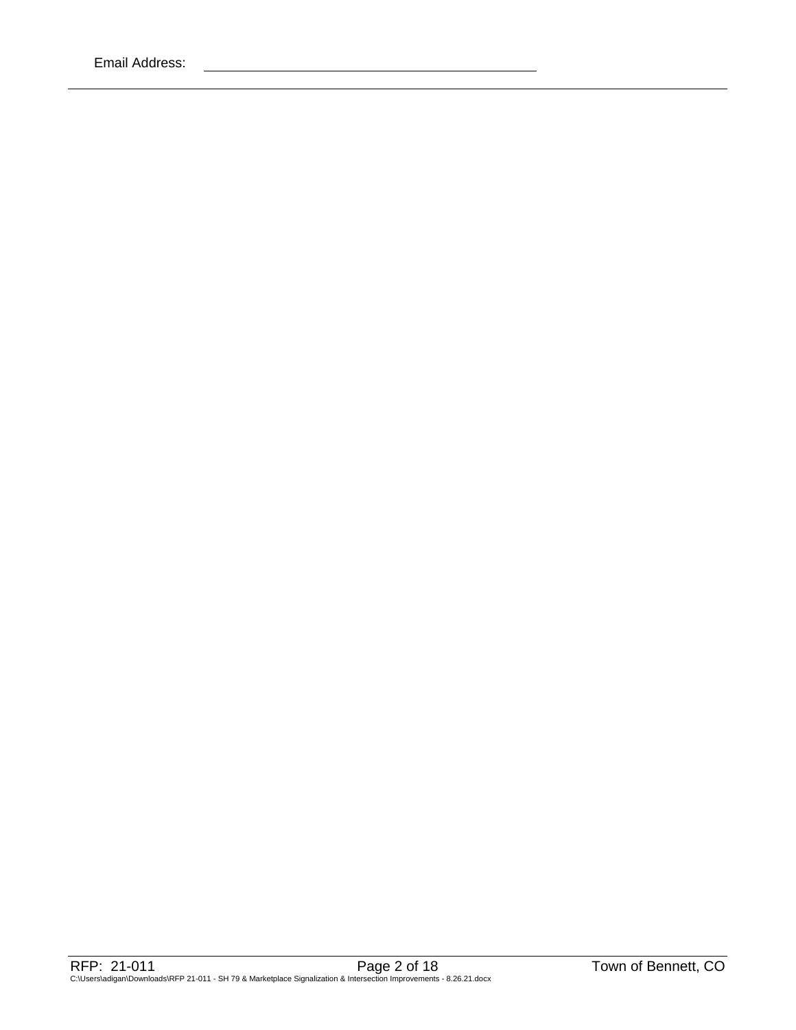Email Address: ______________________________________________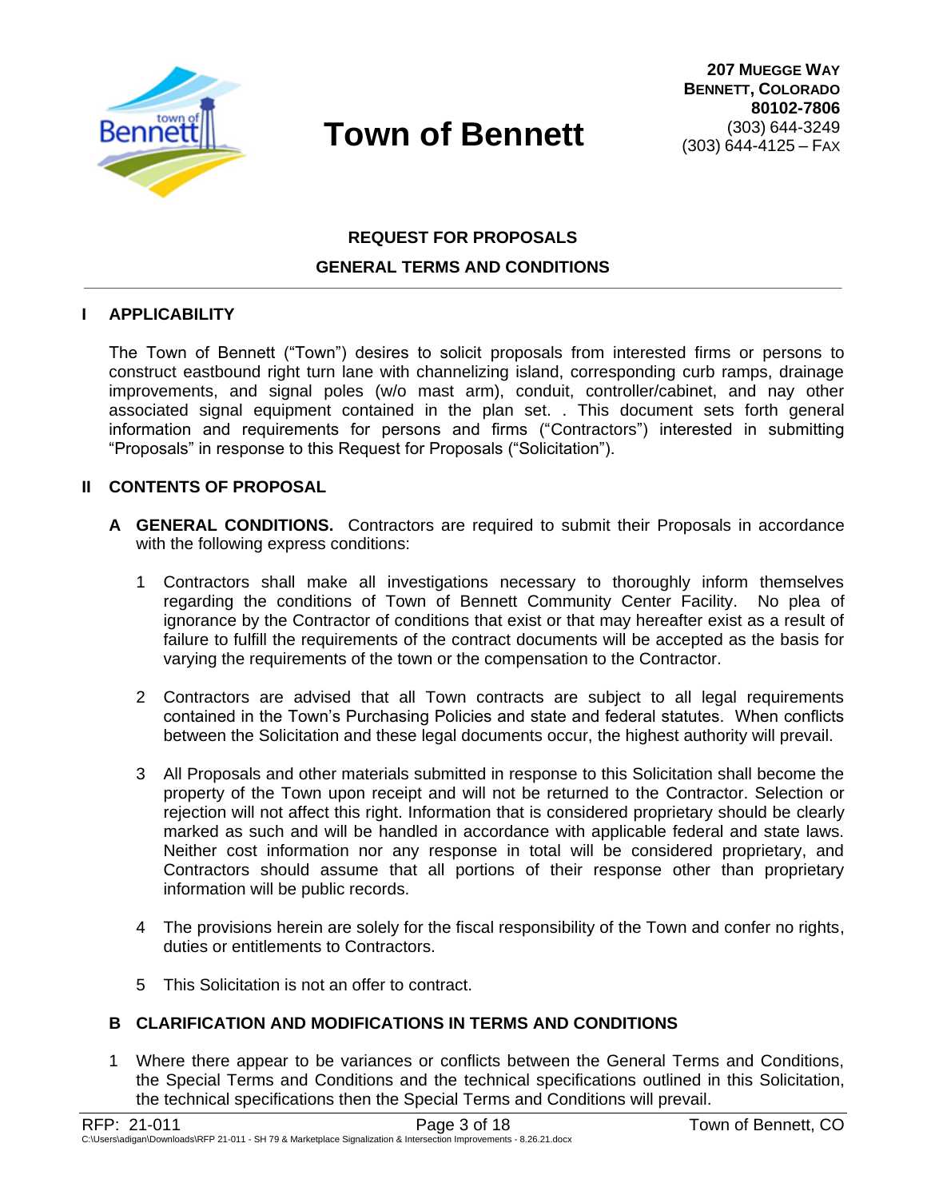# Town of Bennett

**207 MUEGGE WAY**
**BENNETT, COLORADO**
**80102-7806**
(303) 644-3249
(303) 644-4125 – FAX

## REQUEST FOR PROPOSALS
## GENERAL TERMS AND CONDITIONS

### I APPLICABILITY

The Town of Bennett ("Town") desires to solicit proposals from interested firms or persons to construct eastbound right turn lane with channelizing island, corresponding curb ramps, drainage improvements, and signal poles (w/o mast arm), conduit, controller/cabinet, and nay other associated signal equipment contained in the plan set. . This document sets forth general information and requirements for persons and firms ("Contractors") interested in submitting "Proposals" in response to this Request for Proposals ("Solicitation").

### II CONTENTS OF PROPOSAL

**A GENERAL CONDITIONS.** Contractors are required to submit their Proposals in accordance with the following express conditions:

1 Contractors shall make all investigations necessary to thoroughly inform themselves regarding the conditions of Town of Bennett Community Center Facility. No plea of ignorance by the Contractor of conditions that exist or that may hereafter exist as a result of failure to fulfill the requirements of the contract documents will be accepted as the basis for varying the requirements of the town or the compensation to the Contractor.

2 Contractors are advised that all Town contracts are subject to all legal requirements contained in the Town's Purchasing Policies and state and federal statutes. When conflicts between the Solicitation and these legal documents occur, the highest authority will prevail.

3 All Proposals and other materials submitted in response to this Solicitation shall become the property of the Town upon receipt and will not be returned to the Contractor. Selection or rejection will not affect this right. Information that is considered proprietary should be clearly marked as such and will be handled in accordance with applicable federal and state laws. Neither cost information nor any response in total will be considered proprietary, and Contractors should assume that all portions of their response other than proprietary information will be public records.

4 The provisions herein are solely for the fiscal responsibility of the Town and confer no rights, duties or entitlements to Contractors.

5 This Solicitation is not an offer to contract.

**B CLARIFICATION AND MODIFICATIONS IN TERMS AND CONDITIONS**

1 Where there appear to be variances or conflicts between the General Terms and Conditions, the Special Terms and Conditions and the technical specifications outlined in this Solicitation, the technical specifications then the Special Terms and Conditions will prevail.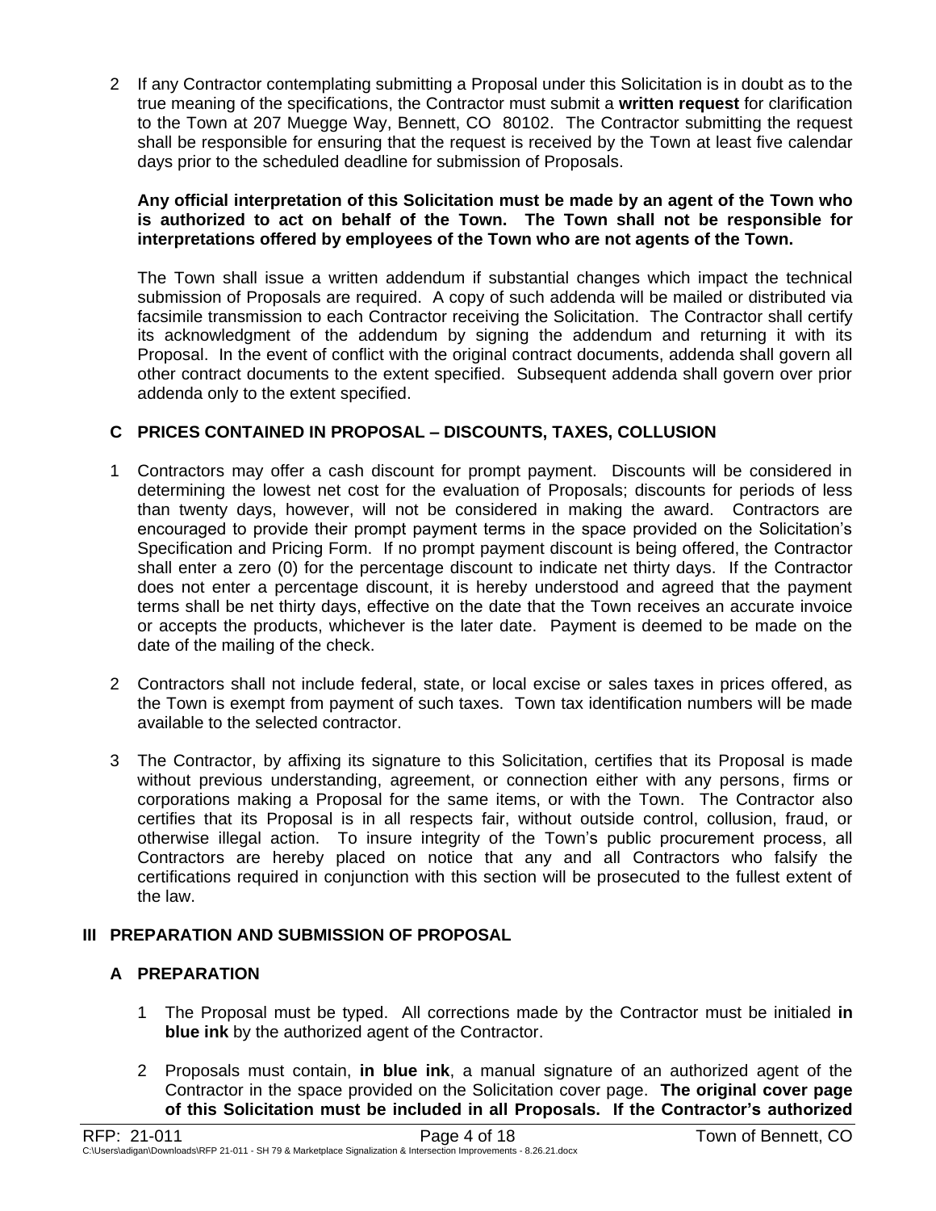2 If any Contractor contemplating submitting a Proposal under this Solicitation is in doubt as to the true meaning of the specifications, the Contractor must submit a **written request** for clarification to the Town at 207 Muegge Way, Bennett, CO 80102. The Contractor submitting the request shall be responsible for ensuring that the request is received by the Town at least five calendar days prior to the scheduled deadline for submission of Proposals.

**Any official interpretation of this Solicitation must be made by an agent of the Town who is authorized to act on behalf of the Town. The Town shall not be responsible for interpretations offered by employees of the Town who are not agents of the Town.**

The Town shall issue a written addendum if substantial changes which impact the technical submission of Proposals are required. A copy of such addenda will be mailed or distributed via facsimile transmission to each Contractor receiving the Solicitation. The Contractor shall certify its acknowledgment of the addendum by signing the addendum and returning it with its Proposal. In the event of conflict with the original contract documents, addenda shall govern all other contract documents to the extent specified. Subsequent addenda shall govern over prior addenda only to the extent specified.

## C PRICES CONTAINED IN PROPOSAL – DISCOUNTS, TAXES, COLLUSION

1 Contractors may offer a cash discount for prompt payment. Discounts will be considered in determining the lowest net cost for the evaluation of Proposals; discounts for periods of less than twenty days, however, will not be considered in making the award. Contractors are encouraged to provide their prompt payment terms in the space provided on the Solicitation's Specification and Pricing Form. If no prompt payment discount is being offered, the Contractor shall enter a zero (0) for the percentage discount to indicate net thirty days. If the Contractor does not enter a percentage discount, it is hereby understood and agreed that the payment terms shall be net thirty days, effective on the date that the Town receives an accurate invoice or accepts the products, whichever is the later date. Payment is deemed to be made on the date of the mailing of the check.

2 Contractors shall not include federal, state, or local excise or sales taxes in prices offered, as the Town is exempt from payment of such taxes. Town tax identification numbers will be made available to the selected contractor.

3 The Contractor, by affixing its signature to this Solicitation, certifies that its Proposal is made without previous understanding, agreement, or connection either with any persons, firms or corporations making a Proposal for the same items, or with the Town. The Contractor also certifies that its Proposal is in all respects fair, without outside control, collusion, fraud, or otherwise illegal action. To insure integrity of the Town's public procurement process, all Contractors are hereby placed on notice that any and all Contractors who falsify the certifications required in conjunction with this section will be prosecuted to the fullest extent of the law.

# III PREPARATION AND SUBMISSION OF PROPOSAL

## A PREPARATION

1 The Proposal must be typed. All corrections made by the Contractor must be initialed **in blue ink** by the authorized agent of the Contractor.

2 Proposals must contain, **in blue ink**, a manual signature of an authorized agent of the Contractor in the space provided on the Solicitation cover page. **The original cover page of this Solicitation must be included in all Proposals. If the Contractor's authorized**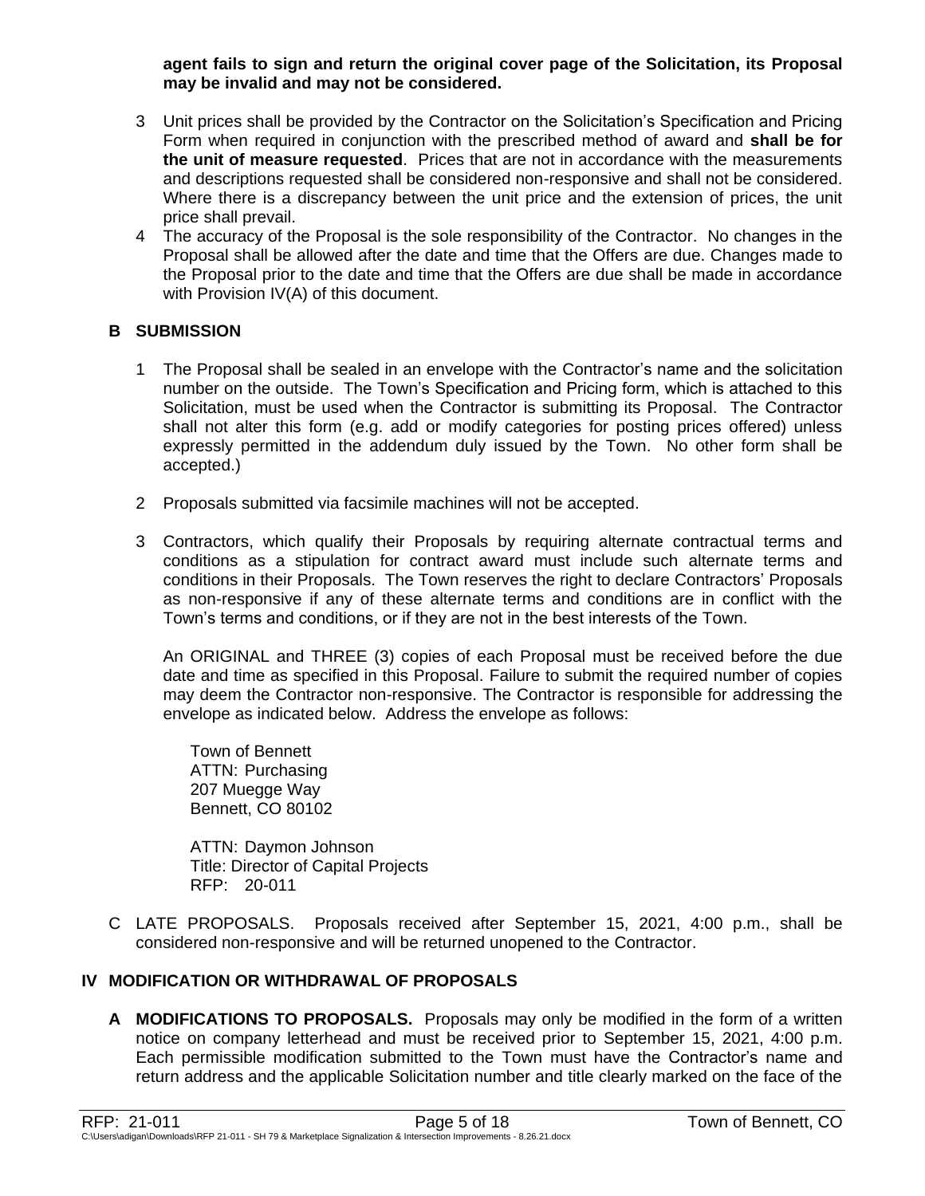**agent fails to sign and return the original cover page of the Solicitation, its Proposal may be invalid and may not be considered.**

3 Unit prices shall be provided by the Contractor on the Solicitation's Specification and Pricing Form when required in conjunction with the prescribed method of award and **shall be for the unit of measure requested**. Prices that are not in accordance with the measurements and descriptions requested shall be considered non-responsive and shall not be considered. Where there is a discrepancy between the unit price and the extension of prices, the unit price shall prevail.

4 The accuracy of the Proposal is the sole responsibility of the Contractor. No changes in the Proposal shall be allowed after the date and time that the Offers are due. Changes made to the Proposal prior to the date and time that the Offers are due shall be made in accordance with Provision IV(A) of this document.

### B SUBMISSION

1 The Proposal shall be sealed in an envelope with the Contractor's name and the solicitation number on the outside. The Town's Specification and Pricing form, which is attached to this Solicitation, must be used when the Contractor is submitting its Proposal. The Contractor shall not alter this form (e.g. add or modify categories for posting prices offered) unless expressly permitted in the addendum duly issued by the Town. No other form shall be accepted.)

2 Proposals submitted via facsimile machines will not be accepted.

3 Contractors, which qualify their Proposals by requiring alternate contractual terms and conditions as a stipulation for contract award must include such alternate terms and conditions in their Proposals. The Town reserves the right to declare Contractors' Proposals as non-responsive if any of these alternate terms and conditions are in conflict with the Town's terms and conditions, or if they are not in the best interests of the Town.

An ORIGINAL and THREE (3) copies of each Proposal must be received before the due date and time as specified in this Proposal. Failure to submit the required number of copies may deem the Contractor non-responsive. The Contractor is responsible for addressing the envelope as indicated below. Address the envelope as follows:

Town of Bennett
ATTN: Purchasing
207 Muegge Way
Bennett, CO 80102

ATTN: Daymon Johnson
Title: Director of Capital Projects
RFP: 20-011

C LATE PROPOSALS. Proposals received after September 15, 2021, 4:00 p.m., shall be considered non-responsive and will be returned unopened to the Contractor.

## IV MODIFICATION OR WITHDRAWAL OF PROPOSALS

**A MODIFICATIONS TO PROPOSALS.** Proposals may only be modified in the form of a written notice on company letterhead and must be received prior to September 15, 2021, 4:00 p.m. Each permissible modification submitted to the Town must have the Contractor's name and return address and the applicable Solicitation number and title clearly marked on the face of the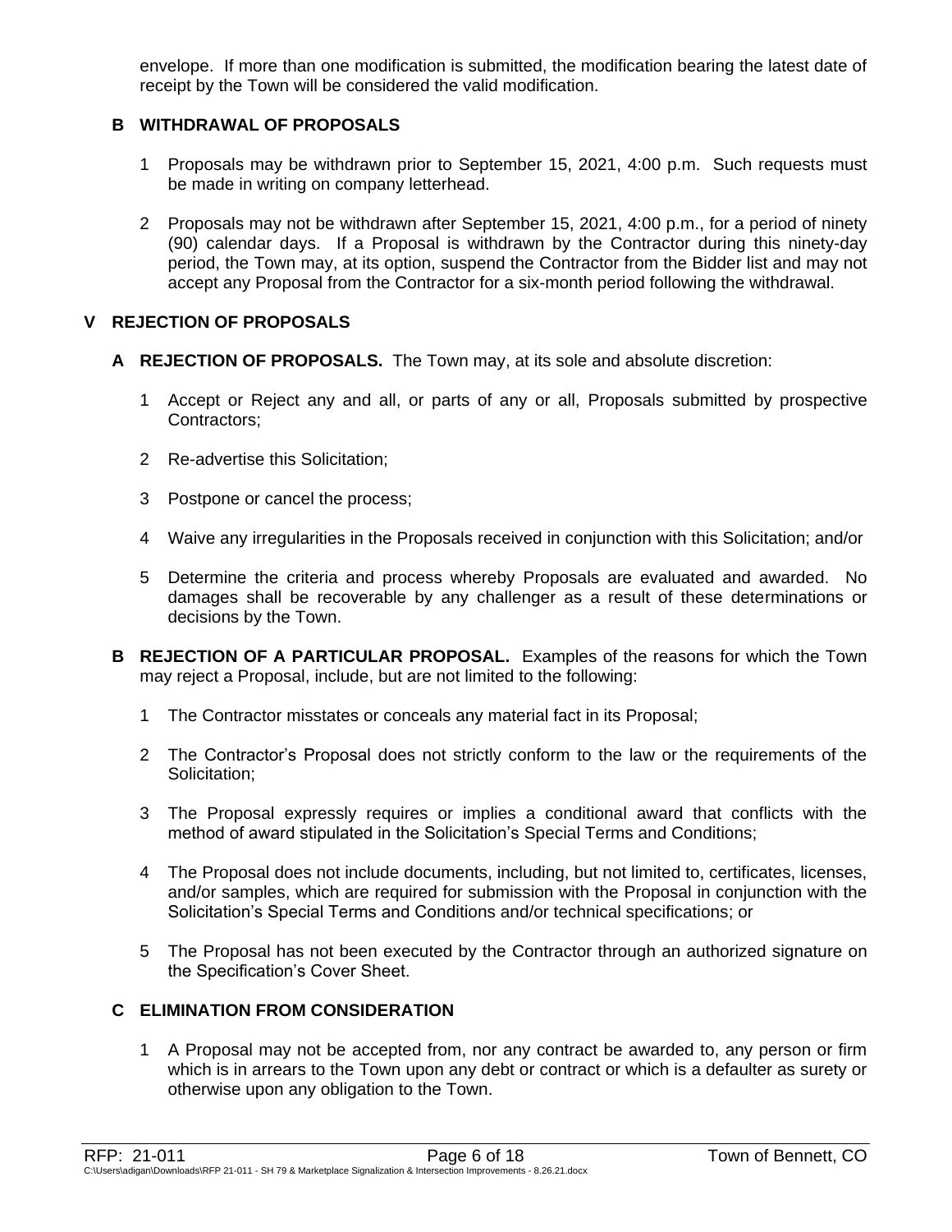envelope. If more than one modification is submitted, the modification bearing the latest date of receipt by the Town will be considered the valid modification.

### B WITHDRAWAL OF PROPOSALS

1. Proposals may be withdrawn prior to September 15, 2021, 4:00 p.m. Such requests must be made in writing on company letterhead.

2. Proposals may not be withdrawn after September 15, 2021, 4:00 p.m., for a period of ninety (90) calendar days. If a Proposal is withdrawn by the Contractor during this ninety-day period, the Town may, at its option, suspend the Contractor from the Bidder list and may not accept any Proposal from the Contractor for a six-month period following the withdrawal.

## V REJECTION OF PROPOSALS

**A REJECTION OF PROPOSALS.** The Town may, at its sole and absolute discretion:

1. Accept or Reject any and all, or parts of any or all, Proposals submitted by prospective Contractors;

2. Re-advertise this Solicitation;

3. Postpone or cancel the process;

4. Waive any irregularities in the Proposals received in conjunction with this Solicitation; and/or

5. Determine the criteria and process whereby Proposals are evaluated and awarded. No damages shall be recoverable by any challenger as a result of these determinations or decisions by the Town.

**B REJECTION OF A PARTICULAR PROPOSAL.** Examples of the reasons for which the Town may reject a Proposal, include, but are not limited to the following:

1. The Contractor misstates or conceals any material fact in its Proposal;

2. The Contractor's Proposal does not strictly conform to the law or the requirements of the Solicitation;

3. The Proposal expressly requires or implies a conditional award that conflicts with the method of award stipulated in the Solicitation's Special Terms and Conditions;

4. The Proposal does not include documents, including, but not limited to, certificates, licenses, and/or samples, which are required for submission with the Proposal in conjunction with the Solicitation's Special Terms and Conditions and/or technical specifications; or

5. The Proposal has not been executed by the Contractor through an authorized signature on the Specification's Cover Sheet.

### C ELIMINATION FROM CONSIDERATION

1. A Proposal may not be accepted from, nor any contract be awarded to, any person or firm which is in arrears to the Town upon any debt or contract or which is a defaulter as surety or otherwise upon any obligation to the Town.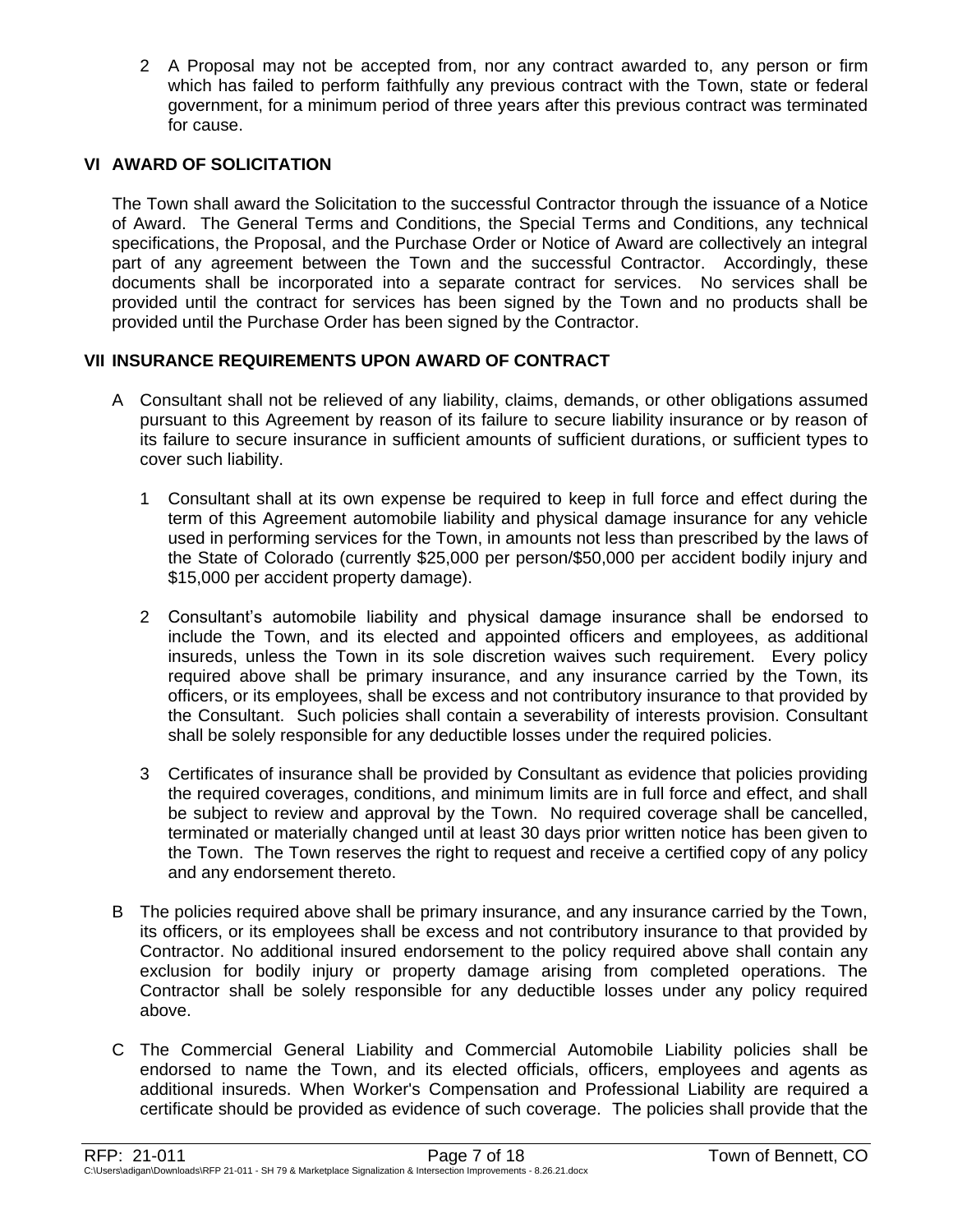2. A Proposal may not be accepted from, nor any contract awarded to, any person or firm which has failed to perform faithfully any previous contract with the Town, state or federal government, for a minimum period of three years after this previous contract was terminated for cause.

## VI AWARD OF SOLICITATION

The Town shall award the Solicitation to the successful Contractor through the issuance of a Notice of Award. The General Terms and Conditions, the Special Terms and Conditions, any technical specifications, the Proposal, and the Purchase Order or Notice of Award are collectively an integral part of any agreement between the Town and the successful Contractor. Accordingly, these documents shall be incorporated into a separate contract for services. No services shall be provided until the contract for services has been signed by the Town and no products shall be provided until the Purchase Order has been signed by the Contractor.

## VII INSURANCE REQUIREMENTS UPON AWARD OF CONTRACT

A. Consultant shall not be relieved of any liability, claims, demands, or other obligations assumed pursuant to this Agreement by reason of its failure to secure liability insurance or by reason of its failure to secure insurance in sufficient amounts of sufficient durations, or sufficient types to cover such liability.

   1. Consultant shall at its own expense be required to keep in full force and effect during the term of this Agreement automobile liability and physical damage insurance for any vehicle used in performing services for the Town, in amounts not less than prescribed by the laws of the State of Colorado (currently $25,000 per person/$50,000 per accident bodily injury and $15,000 per accident property damage).

   2. Consultant's automobile liability and physical damage insurance shall be endorsed to include the Town, and its elected and appointed officers and employees, as additional insureds, unless the Town in its sole discretion waives such requirement. Every policy required above shall be primary insurance, and any insurance carried by the Town, its officers, or its employees, shall be excess and not contributory insurance to that provided by the Consultant. Such policies shall contain a severability of interests provision. Consultant shall be solely responsible for any deductible losses under the required policies.

   3. Certificates of insurance shall be provided by Consultant as evidence that policies providing the required coverages, conditions, and minimum limits are in full force and effect, and shall be subject to review and approval by the Town. No required coverage shall be cancelled, terminated or materially changed until at least 30 days prior written notice has been given to the Town. The Town reserves the right to request and receive a certified copy of any policy and any endorsement thereto.

B. The policies required above shall be primary insurance, and any insurance carried by the Town, its officers, or its employees shall be excess and not contributory insurance to that provided by Contractor. No additional insured endorsement to the policy required above shall contain any exclusion for bodily injury or property damage arising from completed operations. The Contractor shall be solely responsible for any deductible losses under any policy required above.

C. The Commercial General Liability and Commercial Automobile Liability policies shall be endorsed to name the Town, and its elected officials, officers, employees and agents as additional insureds. When Worker's Compensation and Professional Liability are required a certificate should be provided as evidence of such coverage. The policies shall provide that the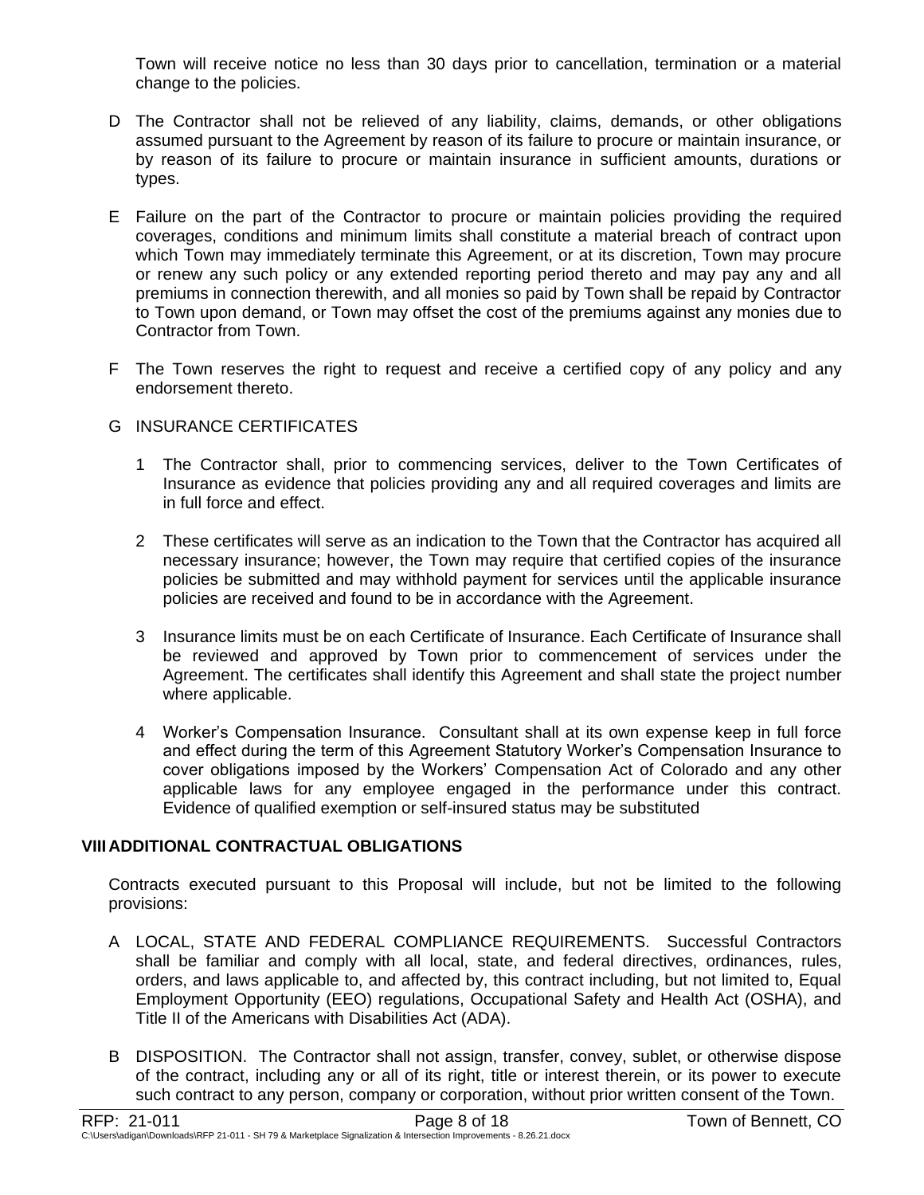Town will receive notice no less than 30 days prior to cancellation, termination or a material change to the policies.

D The Contractor shall not be relieved of any liability, claims, demands, or other obligations assumed pursuant to the Agreement by reason of its failure to procure or maintain insurance, or by reason of its failure to procure or maintain insurance in sufficient amounts, durations or types.

E Failure on the part of the Contractor to procure or maintain policies providing the required coverages, conditions and minimum limits shall constitute a material breach of contract upon which Town may immediately terminate this Agreement, or at its discretion, Town may procure or renew any such policy or any extended reporting period thereto and may pay any and all premiums in connection therewith, and all monies so paid by Town shall be repaid by Contractor to Town upon demand, or Town may offset the cost of the premiums against any monies due to Contractor from Town.

F The Town reserves the right to request and receive a certified copy of any policy and any endorsement thereto.

G INSURANCE CERTIFICATES

1 The Contractor shall, prior to commencing services, deliver to the Town Certificates of Insurance as evidence that policies providing any and all required coverages and limits are in full force and effect.

2 These certificates will serve as an indication to the Town that the Contractor has acquired all necessary insurance; however, the Town may require that certified copies of the insurance policies be submitted and may withhold payment for services until the applicable insurance policies are received and found to be in accordance with the Agreement.

3 Insurance limits must be on each Certificate of Insurance. Each Certificate of Insurance shall be reviewed and approved by Town prior to commencement of services under the Agreement. The certificates shall identify this Agreement and shall state the project number where applicable.

4 Worker's Compensation Insurance. Consultant shall at its own expense keep in full force and effect during the term of this Agreement Statutory Worker's Compensation Insurance to cover obligations imposed by the Workers' Compensation Act of Colorado and any other applicable laws for any employee engaged in the performance under this contract. Evidence of qualified exemption or self-insured status may be substituted

## VIII ADDITIONAL CONTRACTUAL OBLIGATIONS

Contracts executed pursuant to this Proposal will include, but not be limited to the following provisions:

A LOCAL, STATE AND FEDERAL COMPLIANCE REQUIREMENTS. Successful Contractors shall be familiar and comply with all local, state, and federal directives, ordinances, rules, orders, and laws applicable to, and affected by, this contract including, but not limited to, Equal Employment Opportunity (EEO) regulations, Occupational Safety and Health Act (OSHA), and Title II of the Americans with Disabilities Act (ADA).

B DISPOSITION. The Contractor shall not assign, transfer, convey, sublet, or otherwise dispose of the contract, including any or all of its right, title or interest therein, or its power to execute such contract to any person, company or corporation, without prior written consent of the Town.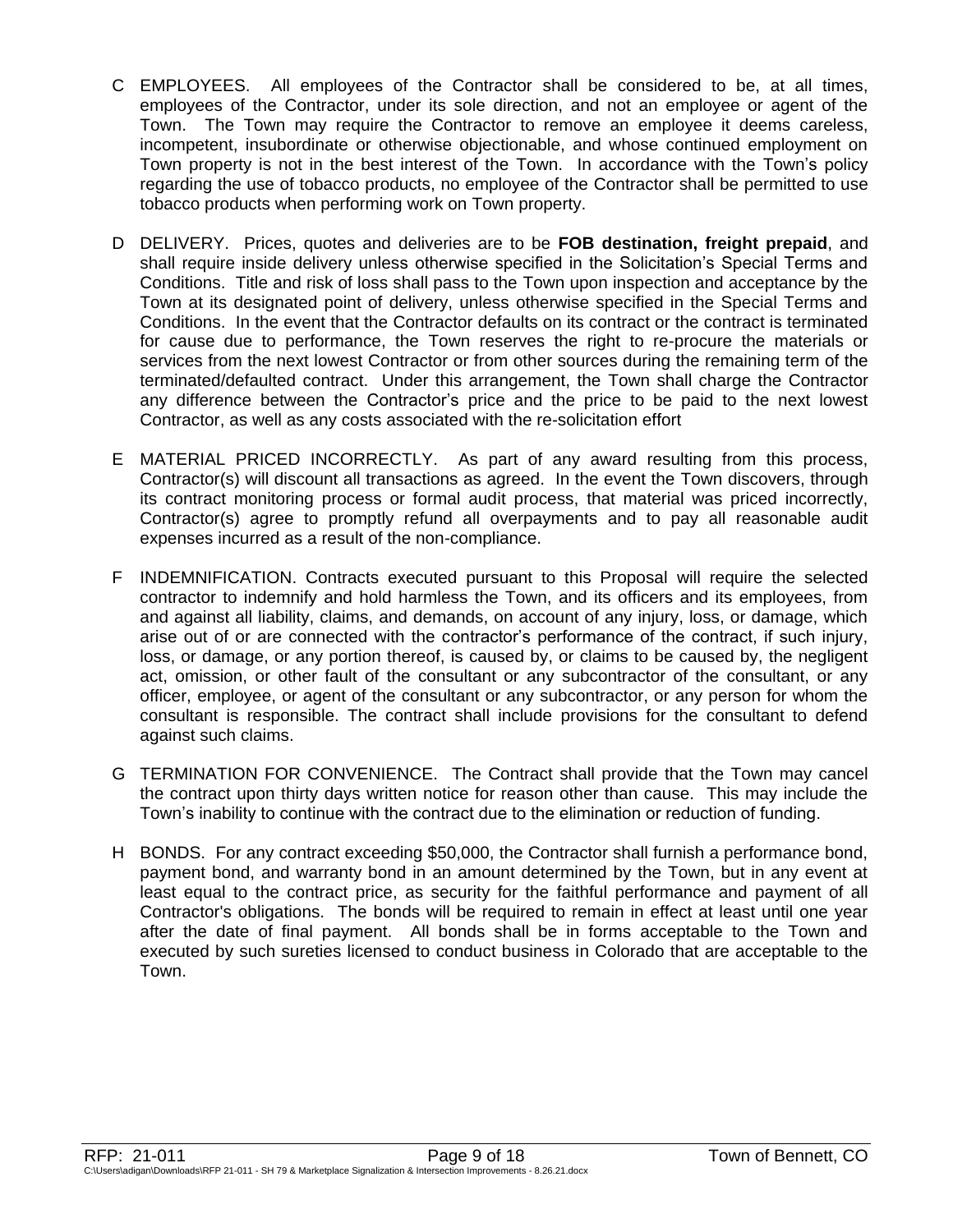C EMPLOYEES. All employees of the Contractor shall be considered to be, at all times, employees of the Contractor, under its sole direction, and not an employee or agent of the Town. The Town may require the Contractor to remove an employee it deems careless, incompetent, insubordinate or otherwise objectionable, and whose continued employment on Town property is not in the best interest of the Town. In accordance with the Town's policy regarding the use of tobacco products, no employee of the Contractor shall be permitted to use tobacco products when performing work on Town property.

D DELIVERY. Prices, quotes and deliveries are to be **FOB destination, freight prepaid**, and shall require inside delivery unless otherwise specified in the Solicitation's Special Terms and Conditions. Title and risk of loss shall pass to the Town upon inspection and acceptance by the Town at its designated point of delivery, unless otherwise specified in the Special Terms and Conditions. In the event that the Contractor defaults on its contract or the contract is terminated for cause due to performance, the Town reserves the right to re-procure the materials or services from the next lowest Contractor or from other sources during the remaining term of the terminated/defaulted contract. Under this arrangement, the Town shall charge the Contractor any difference between the Contractor's price and the price to be paid to the next lowest Contractor, as well as any costs associated with the re-solicitation effort

E MATERIAL PRICED INCORRECTLY. As part of any award resulting from this process, Contractor(s) will discount all transactions as agreed. In the event the Town discovers, through its contract monitoring process or formal audit process, that material was priced incorrectly, Contractor(s) agree to promptly refund all overpayments and to pay all reasonable audit expenses incurred as a result of the non-compliance.

F INDEMNIFICATION. Contracts executed pursuant to this Proposal will require the selected contractor to indemnify and hold harmless the Town, and its officers and its employees, from and against all liability, claims, and demands, on account of any injury, loss, or damage, which arise out of or are connected with the contractor's performance of the contract, if such injury, loss, or damage, or any portion thereof, is caused by, or claims to be caused by, the negligent act, omission, or other fault of the consultant or any subcontractor of the consultant, or any officer, employee, or agent of the consultant or any subcontractor, or any person for whom the consultant is responsible. The contract shall include provisions for the consultant to defend against such claims.

G TERMINATION FOR CONVENIENCE. The Contract shall provide that the Town may cancel the contract upon thirty days written notice for reason other than cause. This may include the Town's inability to continue with the contract due to the elimination or reduction of funding.

H BONDS. For any contract exceeding $50,000, the Contractor shall furnish a performance bond, payment bond, and warranty bond in an amount determined by the Town, but in any event at least equal to the contract price, as security for the faithful performance and payment of all Contractor's obligations. The bonds will be required to remain in effect at least until one year after the date of final payment. All bonds shall be in forms acceptable to the Town and executed by such sureties licensed to conduct business in Colorado that are acceptable to the Town.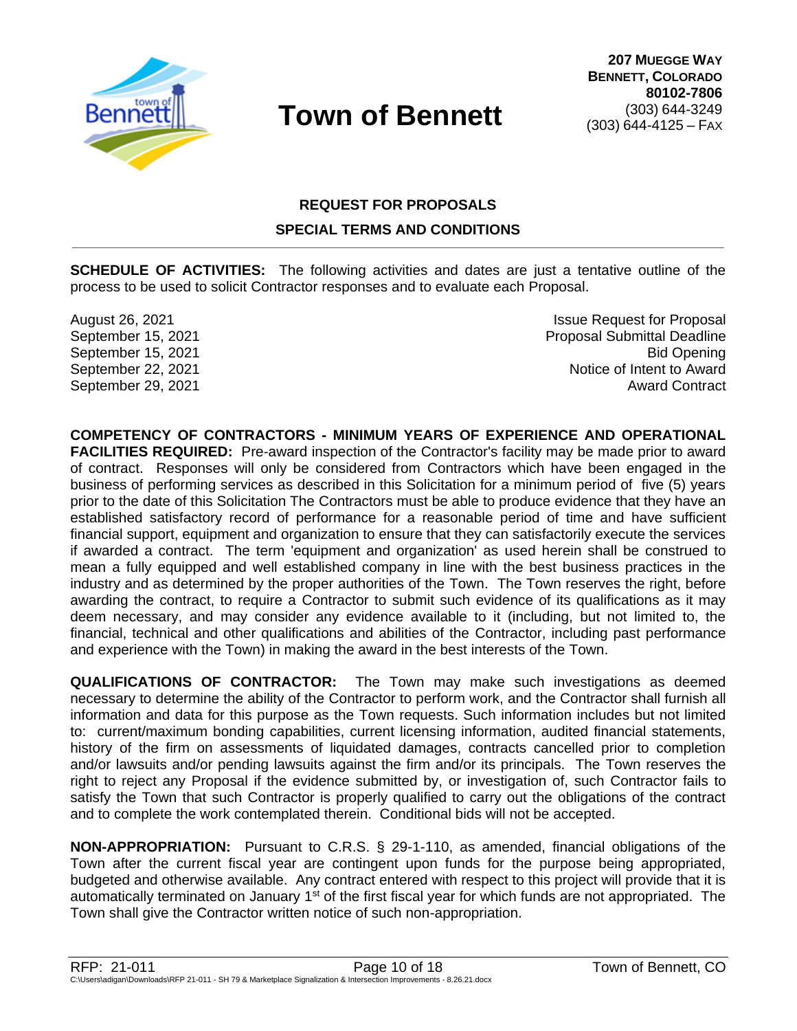# Town of Bennett

**207 Muegge Way**
**Bennett, Colorado**
**80102-7806**
(303) 644-3249
(303) 644-4125 – Fax

## REQUEST FOR PROPOSALS

## SPECIAL TERMS AND CONDITIONS

**SCHEDULE OF ACTIVITIES:** The following activities and dates are just a tentative outline of the process to be used to solicit Contractor responses and to evaluate each Proposal.

| | |
|---|---|
| August 26, 2021 | Issue Request for Proposal |
| September 15, 2021 | Proposal Submittal Deadline |
| September 15, 2021 | Bid Opening |
| September 22, 2021 | Notice of Intent to Award |
| September 29, 2021 | Award Contract |

**COMPETENCY OF CONTRACTORS - MINIMUM YEARS OF EXPERIENCE AND OPERATIONAL FACILITIES REQUIRED:** Pre-award inspection of the Contractor's facility may be made prior to award of contract. Responses will only be considered from Contractors which have been engaged in the business of performing services as described in this Solicitation for a minimum period of five (5) years prior to the date of this Solicitation The Contractors must be able to produce evidence that they have an established satisfactory record of performance for a reasonable period of time and have sufficient financial support, equipment and organization to ensure that they can satisfactorily execute the services if awarded a contract. The term 'equipment and organization' as used herein shall be construed to mean a fully equipped and well established company in line with the best business practices in the industry and as determined by the proper authorities of the Town. The Town reserves the right, before awarding the contract, to require a Contractor to submit such evidence of its qualifications as it may deem necessary, and may consider any evidence available to it (including, but not limited to, the financial, technical and other qualifications and abilities of the Contractor, including past performance and experience with the Town) in making the award in the best interests of the Town.

**QUALIFICATIONS OF CONTRACTOR:** The Town may make such investigations as deemed necessary to determine the ability of the Contractor to perform work, and the Contractor shall furnish all information and data for this purpose as the Town requests. Such information includes but not limited to: current/maximum bonding capabilities, current licensing information, audited financial statements, history of the firm on assessments of liquidated damages, contracts cancelled prior to completion and/or lawsuits and/or pending lawsuits against the firm and/or its principals. The Town reserves the right to reject any Proposal if the evidence submitted by, or investigation of, such Contractor fails to satisfy the Town that such Contractor is properly qualified to carry out the obligations of the contract and to complete the work contemplated therein. Conditional bids will not be accepted.

**NON-APPROPRIATION:** Pursuant to C.R.S. § 29-1-110, as amended, financial obligations of the Town after the current fiscal year are contingent upon funds for the purpose being appropriated, budgeted and otherwise available. Any contract entered with respect to this project will provide that it is automatically terminated on January 1st of the first fiscal year for which funds are not appropriated. The Town shall give the Contractor written notice of such non-appropriation.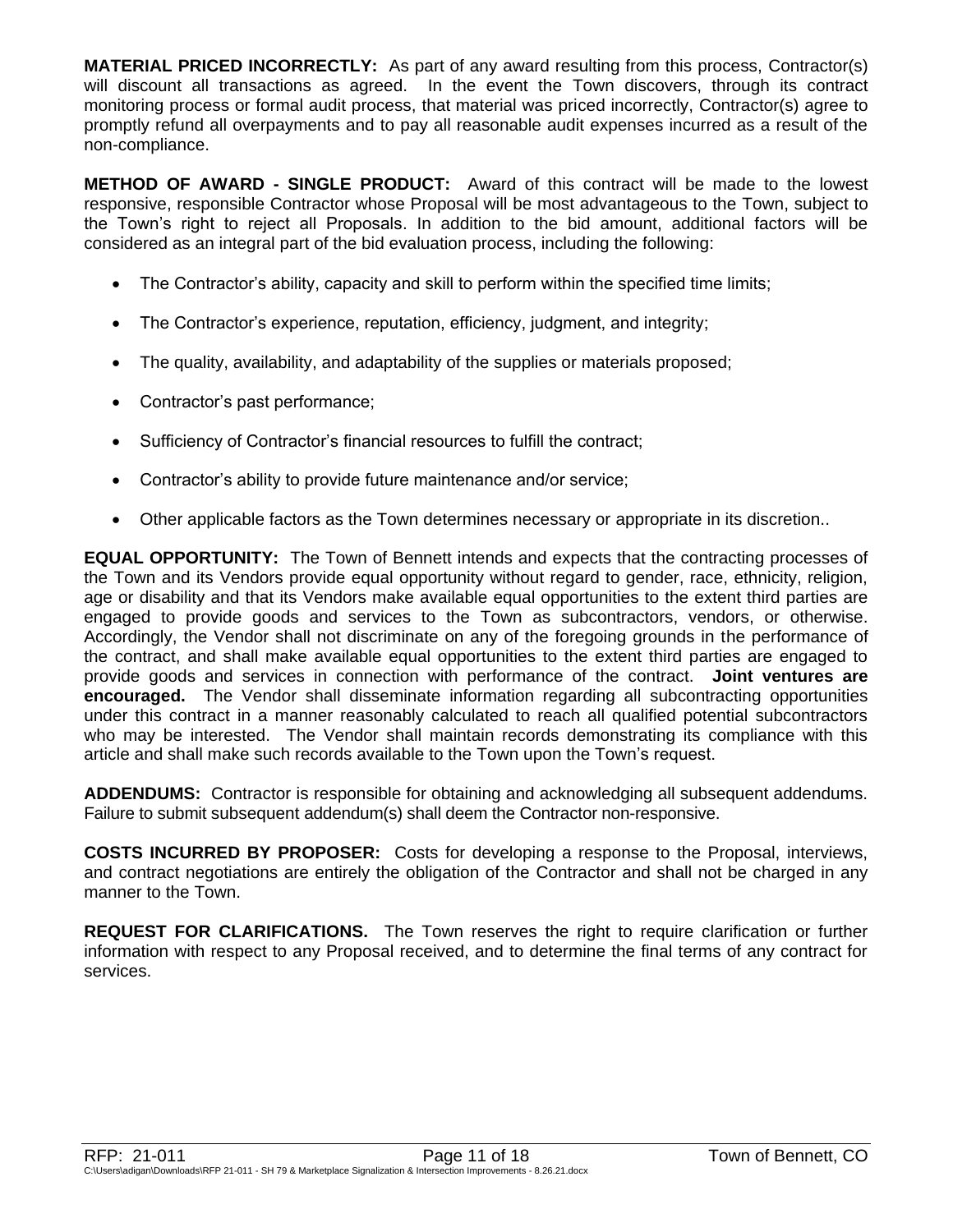**MATERIAL PRICED INCORRECTLY:** As part of any award resulting from this process, Contractor(s) will discount all transactions as agreed. In the event the Town discovers, through its contract monitoring process or formal audit process, that material was priced incorrectly, Contractor(s) agree to promptly refund all overpayments and to pay all reasonable audit expenses incurred as a result of the non-compliance.

**METHOD OF AWARD - SINGLE PRODUCT:** Award of this contract will be made to the lowest responsive, responsible Contractor whose Proposal will be most advantageous to the Town, subject to the Town's right to reject all Proposals. In addition to the bid amount, additional factors will be considered as an integral part of the bid evaluation process, including the following:

- The Contractor's ability, capacity and skill to perform within the specified time limits;
- The Contractor's experience, reputation, efficiency, judgment, and integrity;
- The quality, availability, and adaptability of the supplies or materials proposed;
- Contractor's past performance;
- Sufficiency of Contractor's financial resources to fulfill the contract;
- Contractor's ability to provide future maintenance and/or service;
- Other applicable factors as the Town determines necessary or appropriate in its discretion..

**EQUAL OPPORTUNITY:** The Town of Bennett intends and expects that the contracting processes of the Town and its Vendors provide equal opportunity without regard to gender, race, ethnicity, religion, age or disability and that its Vendors make available equal opportunities to the extent third parties are engaged to provide goods and services to the Town as subcontractors, vendors, or otherwise. Accordingly, the Vendor shall not discriminate on any of the foregoing grounds in the performance of the contract, and shall make available equal opportunities to the extent third parties are engaged to provide goods and services in connection with performance of the contract. **Joint ventures are encouraged.** The Vendor shall disseminate information regarding all subcontracting opportunities under this contract in a manner reasonably calculated to reach all qualified potential subcontractors who may be interested. The Vendor shall maintain records demonstrating its compliance with this article and shall make such records available to the Town upon the Town's request.

**ADDENDUMS:** Contractor is responsible for obtaining and acknowledging all subsequent addendums. Failure to submit subsequent addendum(s) shall deem the Contractor non-responsive.

**COSTS INCURRED BY PROPOSER:** Costs for developing a response to the Proposal, interviews, and contract negotiations are entirely the obligation of the Contractor and shall not be charged in any manner to the Town.

**REQUEST FOR CLARIFICATIONS.** The Town reserves the right to require clarification or further information with respect to any Proposal received, and to determine the final terms of any contract for services.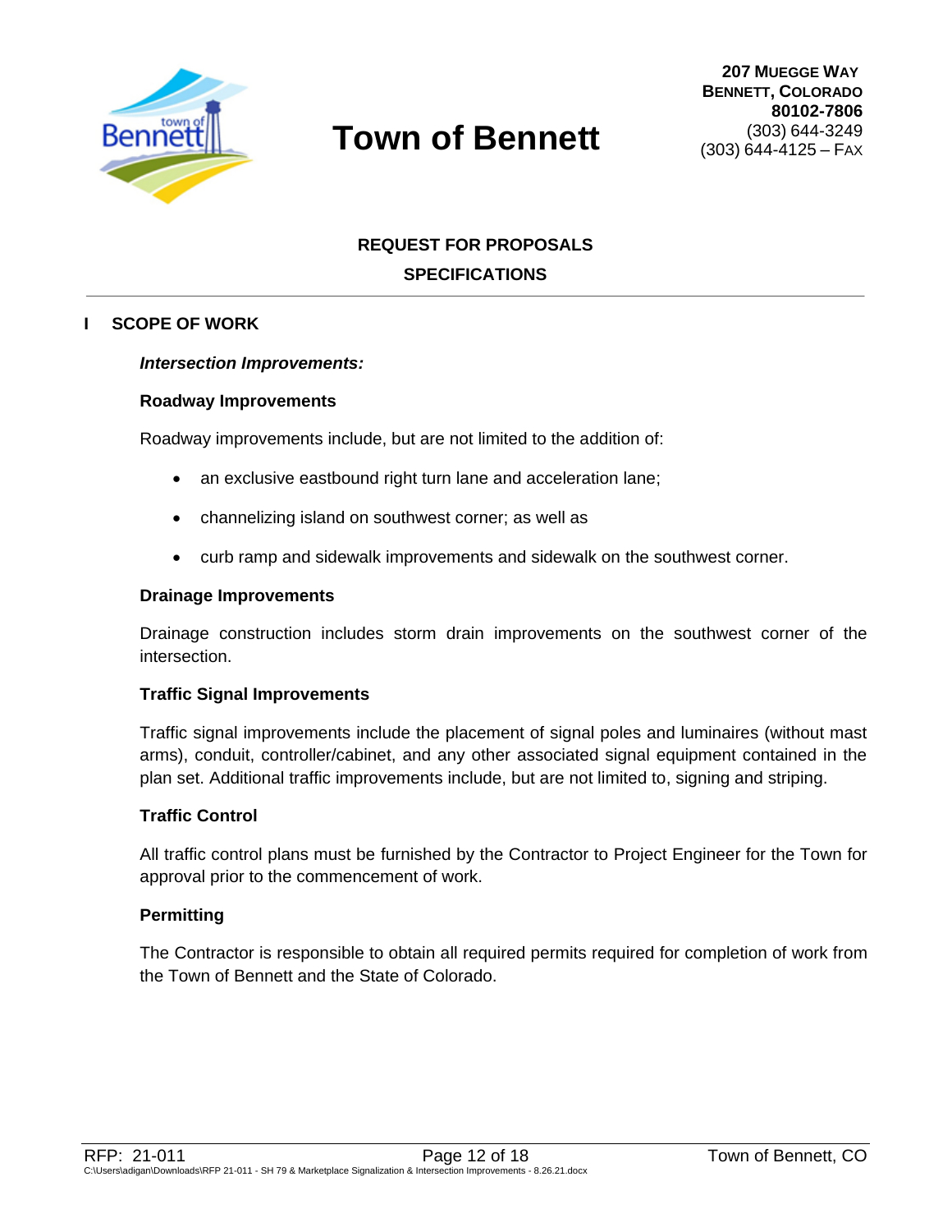# Town of Bennett

**207 Muegge Way**
**Bennett, Colorado**
**80102-7806**
(303) 644-3249
(303) 644-4125 – Fax

## REQUEST FOR PROPOSALS
## SPECIFICATIONS

## I SCOPE OF WORK

***Intersection Improvements:***

**Roadway Improvements**

Roadway improvements include, but are not limited to the addition of:

- an exclusive eastbound right turn lane and acceleration lane;
- channelizing island on southwest corner; as well as
- curb ramp and sidewalk improvements and sidewalk on the southwest corner.

**Drainage Improvements**

Drainage construction includes storm drain improvements on the southwest corner of the intersection.

**Traffic Signal Improvements**

Traffic signal improvements include the placement of signal poles and luminaires (without mast arms), conduit, controller/cabinet, and any other associated signal equipment contained in the plan set. Additional traffic improvements include, but are not limited to, signing and striping.

**Traffic Control**

All traffic control plans must be furnished by the Contractor to Project Engineer for the Town for approval prior to the commencement of work.

**Permitting**

The Contractor is responsible to obtain all required permits required for completion of work from the Town of Bennett and the State of Colorado.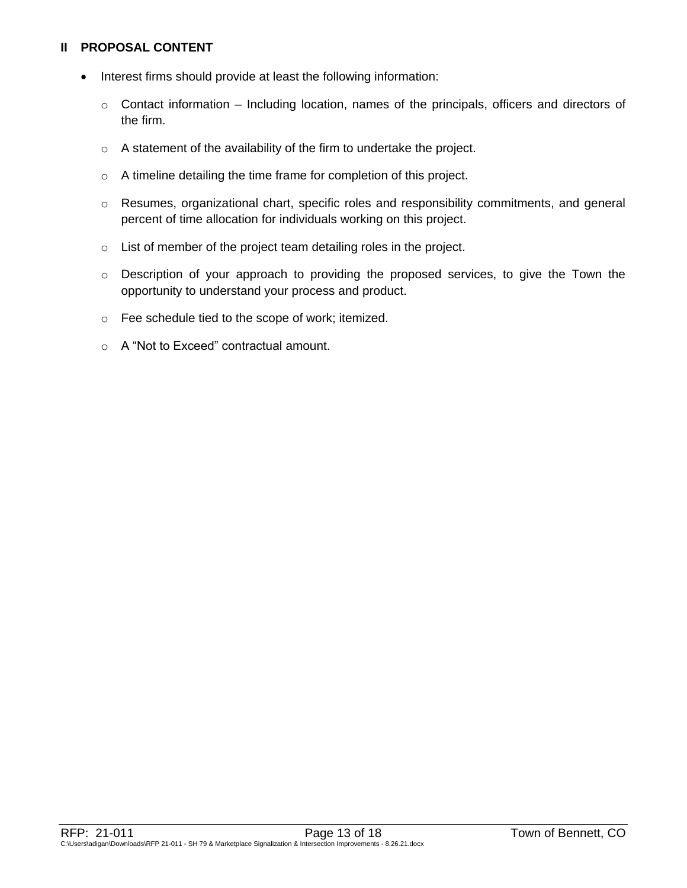## II PROPOSAL CONTENT

- Interest firms should provide at least the following information:
    - Contact information – Including location, names of the principals, officers and directors of the firm.
    - A statement of the availability of the firm to undertake the project.
    - A timeline detailing the time frame for completion of this project.
    - Resumes, organizational chart, specific roles and responsibility commitments, and general percent of time allocation for individuals working on this project.
    - List of member of the project team detailing roles in the project.
    - Description of your approach to providing the proposed services, to give the Town the opportunity to understand your process and product.
    - Fee schedule tied to the scope of work; itemized.
    - A "Not to Exceed" contractual amount.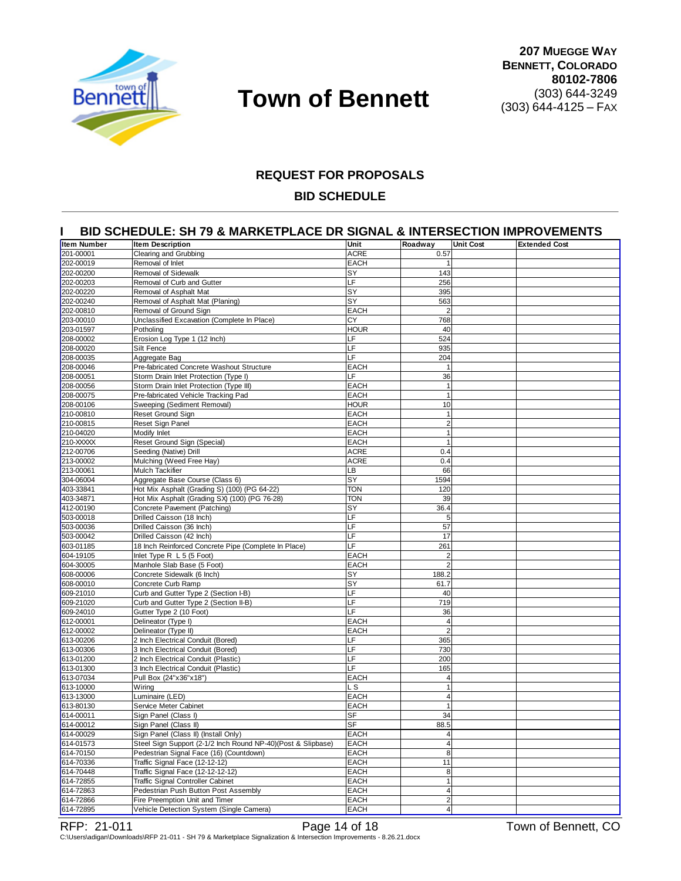# Town of Bennett

**207 Muegge Way**
**Bennett, Colorado**
**80102-7806**
(303) 644-3249
(303) 644-4125 – Fax

## REQUEST FOR PROPOSALS

## BID SCHEDULE

## I BID SCHEDULE: SH 79 & MARKETPLACE DR SIGNAL & INTERSECTION IMPROVEMENTS

| Item Number | Item Description | Unit | Roadway | Unit Cost | Extended Cost |
|---|---|---|---|---|---|
| 201-00001 | Clearing and Grubbing | ACRE | 0.57 | | |
| 202-00019 | Removal of Inlet | EACH | 1 | | |
| 202-00200 | Removal of Sidewalk | SY | 143 | | |
| 202-00203 | Removal of Curb and Gutter | LF | 256 | | |
| 202-00220 | Removal of Asphalt Mat | SY | 395 | | |
| 202-00240 | Removal of Asphalt Mat (Planing) | SY | 563 | | |
| 202-00810 | Removal of Ground Sign | EACH | 2 | | |
| 203-00010 | Unclassified Excavation (Complete In Place) | CY | 768 | | |
| 203-01597 | Potholing | HOUR | 40 | | |
| 208-00002 | Erosion Log Type 1 (12 Inch) | LF | 524 | | |
| 208-00020 | Silt Fence | LF | 935 | | |
| 208-00035 | Aggregate Bag | LF | 204 | | |
| 208-00046 | Pre-fabricated Concrete Washout Structure | EACH | 1 | | |
| 208-00051 | Storm Drain Inlet Protection (Type I) | LF | 36 | | |
| 208-00056 | Storm Drain Inlet Protection (Type III) | EACH | 1 | | |
| 208-00075 | Pre-fabricated Vehicle Tracking Pad | EACH | 1 | | |
| 208-00106 | Sweeping (Sediment Removal) | HOUR | 10 | | |
| 210-00810 | Reset Ground Sign | EACH | 1 | | |
| 210-00815 | Reset Sign Panel | EACH | 2 | | |
| 210-04020 | Modify Inlet | EACH | 1 | | |
| 210-XXXXX | Reset Ground Sign (Special) | EACH | 1 | | |
| 212-00706 | Seeding (Native) Drill | ACRE | 0.4 | | |
| 213-00002 | Mulching (Weed Free Hay) | ACRE | 0.4 | | |
| 213-00061 | Mulch Tackifier | LB | 66 | | |
| 304-06004 | Aggregate Base Course (Class 6) | SY | 1594 | | |
| 403-33841 | Hot Mix Asphalt (Grading S) (100) (PG 64-22) | TON | 120 | | |
| 403-34871 | Hot Mix Asphalt (Grading SX) (100) (PG 76-28) | TON | 39 | | |
| 412-00190 | Concrete Pavement (Patching) | SY | 36.4 | | |
| 503-00018 | Drilled Caisson (18 Inch) | LF | 5 | | |
| 503-00036 | Drilled Caisson (36 Inch) | LF | 57 | | |
| 503-00042 | Drilled Caisson (42 Inch) | LF | 17 | | |
| 603-01185 | 18 Inch Reinforced Concrete Pipe (Complete In Place) | LF | 261 | | |
| 604-19105 | Inlet Type R L 5 (5 Foot) | EACH | 2 | | |
| 604-30005 | Manhole Slab Base (5 Foot) | EACH | 2 | | |
| 608-00006 | Concrete Sidewalk (6 Inch) | SY | 188.2 | | |
| 608-00010 | Concrete Curb Ramp | SY | 61.7 | | |
| 609-21010 | Curb and Gutter Type 2 (Section I-B) | LF | 40 | | |
| 609-21020 | Curb and Gutter Type 2 (Section II-B) | LF | 719 | | |
| 609-24010 | Gutter Type 2 (10 Foot) | LF | 36 | | |
| 612-00001 | Delineator (Type I) | EACH | 4 | | |
| 612-00002 | Delineator (Type II) | EACH | 2 | | |
| 613-00206 | 2 Inch Electrical Conduit (Bored) | LF | 365 | | |
| 613-00306 | 3 Inch Electrical Conduit (Bored) | LF | 730 | | |
| 613-01200 | 2 Inch Electrical Conduit (Plastic) | LF | 200 | | |
| 613-01300 | 3 Inch Electrical Conduit (Plastic) | LF | 165 | | |
| 613-07034 | Pull Box (24"x36"x18") | EACH | 4 | | |
| 613-10000 | Wiring | L S | 1 | | |
| 613-13000 | Luminaire (LED) | EACH | 4 | | |
| 613-80130 | Service Meter Cabinet | EACH | 1 | | |
| 614-00011 | Sign Panel (Class I) | SF | 34 | | |
| 614-00012 | Sign Panel (Class II) | SF | 88.5 | | |
| 614-00029 | Sign Panel (Class II) (Install Only) | EACH | 4 | | |
| 614-01573 | Steel Sign Support (2-1/2 Inch Round NP-40)(Post & Slipbase) | EACH | 4 | | |
| 614-70150 | Pedestrian Signal Face (16) (Countdown) | EACH | 8 | | |
| 614-70336 | Traffic Signal Face (12-12-12) | EACH | 11 | | |
| 614-70448 | Traffic Signal Face (12-12-12-12) | EACH | 8 | | |
| 614-72855 | Traffic Signal Controller Cabinet | EACH | 1 | | |
| 614-72863 | Pedestrian Push Button Post Assembly | EACH | 4 | | |
| 614-72866 | Fire Preemption Unit and Timer | EACH | 2 | | |
| 614-72895 | Vehicle Detection System (Single Camera) | EACH | 4 | | |

RFP: 21-011 Town of Bennett, CO
C:\Users\adigan\Downloads\RFP 21-011 - SH 79 & Marketplace Signalization & Intersection Improvements - 8.26.21.docx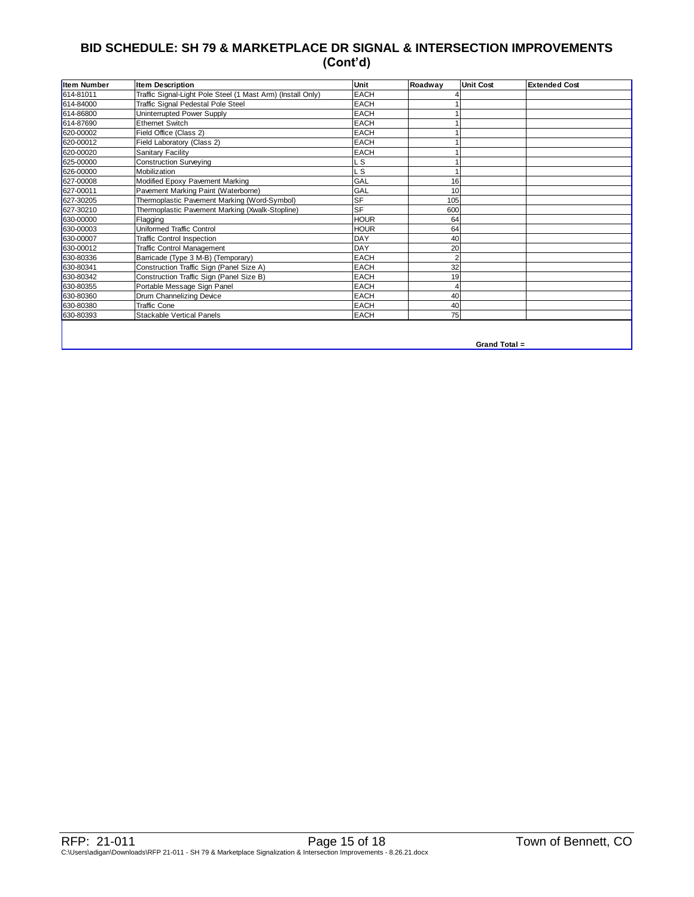## BID SCHEDULE: SH 79 & MARKETPLACE DR SIGNAL & INTERSECTION IMPROVEMENTS (Cont'd)

| Item Number | Item Description | Unit | Roadway | Unit Cost | Extended Cost |
|---|---|---|---|---|---|
| 614-81011 | Traffic Signal-Light Pole Steel (1 Mast Arm) (Install Only) | EACH | 4 | | |
| 614-84000 | Traffic Signal Pedestal Pole Steel | EACH | 1 | | |
| 614-86800 | Uninterrupted Power Supply | EACH | 1 | | |
| 614-87690 | Ethernet Switch | EACH | 1 | | |
| 620-00002 | Field Office (Class 2) | EACH | 1 | | |
| 620-00012 | Field Laboratory (Class 2) | EACH | 1 | | |
| 620-00020 | Sanitary Facility | EACH | 1 | | |
| 625-00000 | Construction Surveying | L S | 1 | | |
| 626-00000 | Mobilization | L S | 1 | | |
| 627-00008 | Modified Epoxy Pavement Marking | GAL | 16 | | |
| 627-00011 | Pavement Marking Paint (Waterborne) | GAL | 10 | | |
| 627-30205 | Thermoplastic Pavement Marking (Word-Symbol) | SF | 105 | | |
| 627-30210 | Thermoplastic Pavement Marking (Xwalk-Stopline) | SF | 600 | | |
| 630-00000 | Flagging | HOUR | 64 | | |
| 630-00003 | Uniformed Traffic Control | HOUR | 64 | | |
| 630-00007 | Traffic Control Inspection | DAY | 40 | | |
| 630-00012 | Traffic Control Management | DAY | 20 | | |
| 630-80336 | Barricade (Type 3 M-B) (Temporary) | EACH | 2 | | |
| 630-80341 | Construction Traffic Sign (Panel Size A) | EACH | 32 | | |
| 630-80342 | Construction Traffic Sign (Panel Size B) | EACH | 19 | | |
| 630-80355 | Portable Message Sign Panel | EACH | 4 | | |
| 630-80360 | Drum Channelizing Device | EACH | 40 | | |
| 630-80380 | Traffic Cone | EACH | 40 | | |
| 630-80393 | Stackable Vertical Panels | EACH | 75 | | |
| | | | | **Grand Total =** | |

C:\Users\adigan\Downloads\RFP 21-011 - SH 79 & Marketplace Signalization & Intersection Improvements - 8.26.21.docx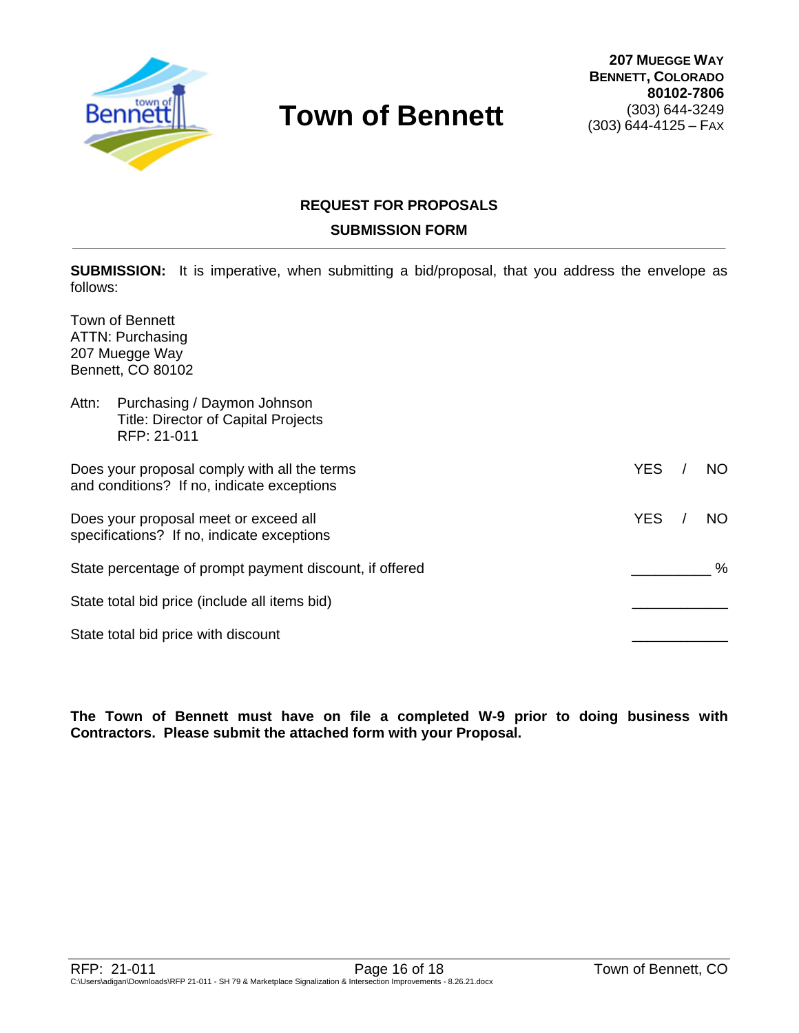# Town of Bennett

**207 Muegge Way**
**Bennett, Colorado**
**80102-7806**
(303) 644-3249
(303) 644-4125 – Fax

## REQUEST FOR PROPOSALS

## SUBMISSION FORM

**SUBMISSION:** It is imperative, when submitting a bid/proposal, that you address the envelope as follows:

Town of Bennett
ATTN: Purchasing
207 Muegge Way
Bennett, CO 80102

Attn: Purchasing / Daymon Johnson
Title: Director of Capital Projects
RFP: 21-011

Does your proposal comply with all the terms and conditions? If no, indicate exceptions — YES / NO

Does your proposal meet or exceed all specifications? If no, indicate exceptions — YES / NO

State percentage of prompt payment discount, if offered __________ %

State total bid price (include all items bid) ____________

State total bid price with discount ____________

**The Town of Bennett must have on file a completed W-9 prior to doing business with Contractors. Please submit the attached form with your Proposal.**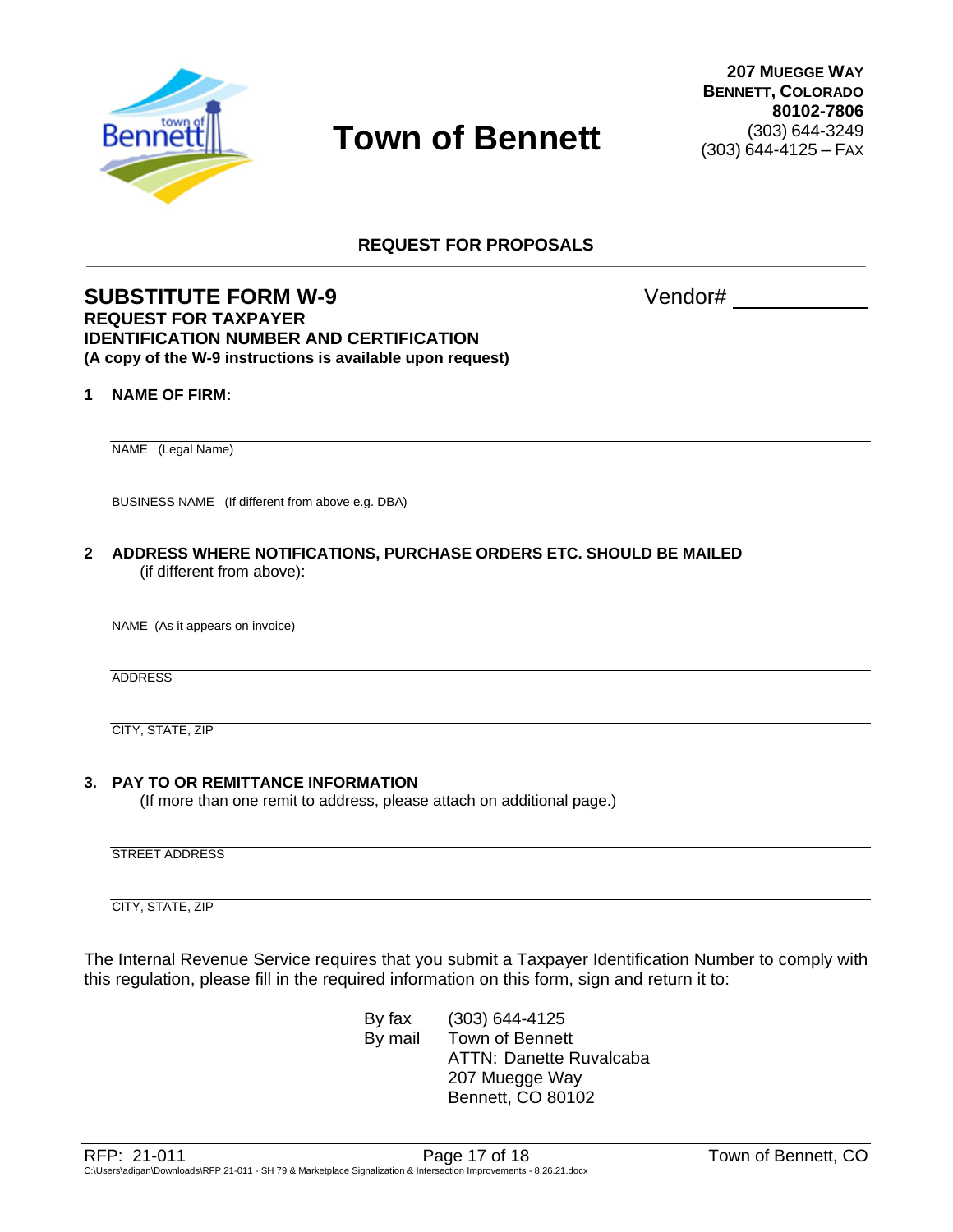# Town of Bennett

**207 Muegge Way**
**Bennett, Colorado**
**80102-7806**
(303) 644-3249
(303) 644-4125 – Fax

**REQUEST FOR PROPOSALS**

---

## SUBSTITUTE FORM W-9

Vendor# ____________

**REQUEST FOR TAXPAYER**
**IDENTIFICATION NUMBER AND CERTIFICATION**
**(A copy of the W-9 instructions is available upon request)**

**1 NAME OF FIRM:**

______________________________________________
NAME (Legal Name)

______________________________________________
BUSINESS NAME (If different from above e.g. DBA)

**2 ADDRESS WHERE NOTIFICATIONS, PURCHASE ORDERS ETC. SHOULD BE MAILED**
(if different from above):

______________________________________________
NAME (As it appears on invoice)

______________________________________________
ADDRESS

______________________________________________
CITY, STATE, ZIP

**3. PAY TO OR REMITTANCE INFORMATION**
(If more than one remit to address, please attach on additional page.)

______________________________________________
STREET ADDRESS

______________________________________________
CITY, STATE, ZIP

The Internal Revenue Service requires that you submit a Taxpayer Identification Number to comply with this regulation, please fill in the required information on this form, sign and return it to:

By fax (303) 644-4125
By mail Town of Bennett
ATTN: Danette Ruvalcaba
207 Muegge Way
Bennett, CO 80102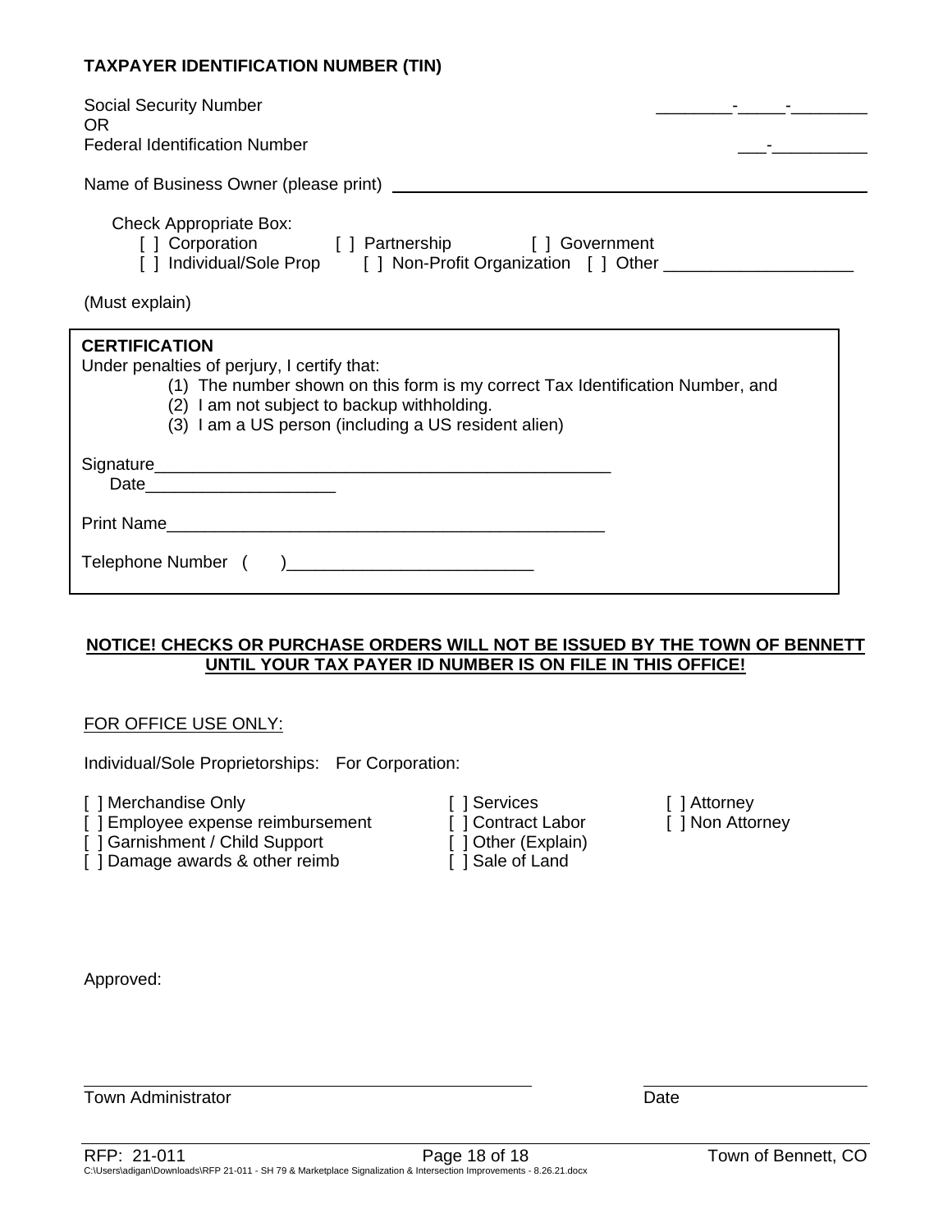**TAXPAYER IDENTIFICATION NUMBER (TIN)**

Social Security Number ________-_____-________
OR
Federal Identification Number ___-__________

Name of Business Owner (please print) ____________________________________________

Check Appropriate Box:
[ ] Corporation [ ] Partnership [ ] Government
[ ] Individual/Sole Prop [ ] Non-Profit Organization [ ] Other ____________________

(Must explain)

**CERTIFICATION**
Under penalties of perjury, I certify that:
(1) The number shown on this form is my correct Tax Identification Number, and
(2) I am not subject to backup withholding.
(3) I am a US person (including a US resident alien)

Signature__________________________________________________
Date____________________

Print Name_______________________________________________

Telephone Number ( )_________________________

**NOTICE! CHECKS OR PURCHASE ORDERS WILL NOT BE ISSUED BY THE TOWN OF BENNETT UNTIL YOUR TAX PAYER ID NUMBER IS ON FILE IN THIS OFFICE!**

FOR OFFICE USE ONLY:

Individual/Sole Proprietorships: For Corporation:

[ ] Merchandise Only
[ ] Employee expense reimbursement
[ ] Garnishment / Child Support
[ ] Damage awards & other reimb

[ ] Services
[ ] Contract Labor
[ ] Other (Explain)
[ ] Sale of Land

[ ] Attorney
[ ] Non Attorney

Approved:

______________________________________________ ________________________
Town Administrator Date

RFP: 21-011 Town of Bennett, CO
C:\Users\adigan\Downloads\RFP 21-011 - SH 79 & Marketplace Signalization & Intersection Improvements - 8.26.21.docx